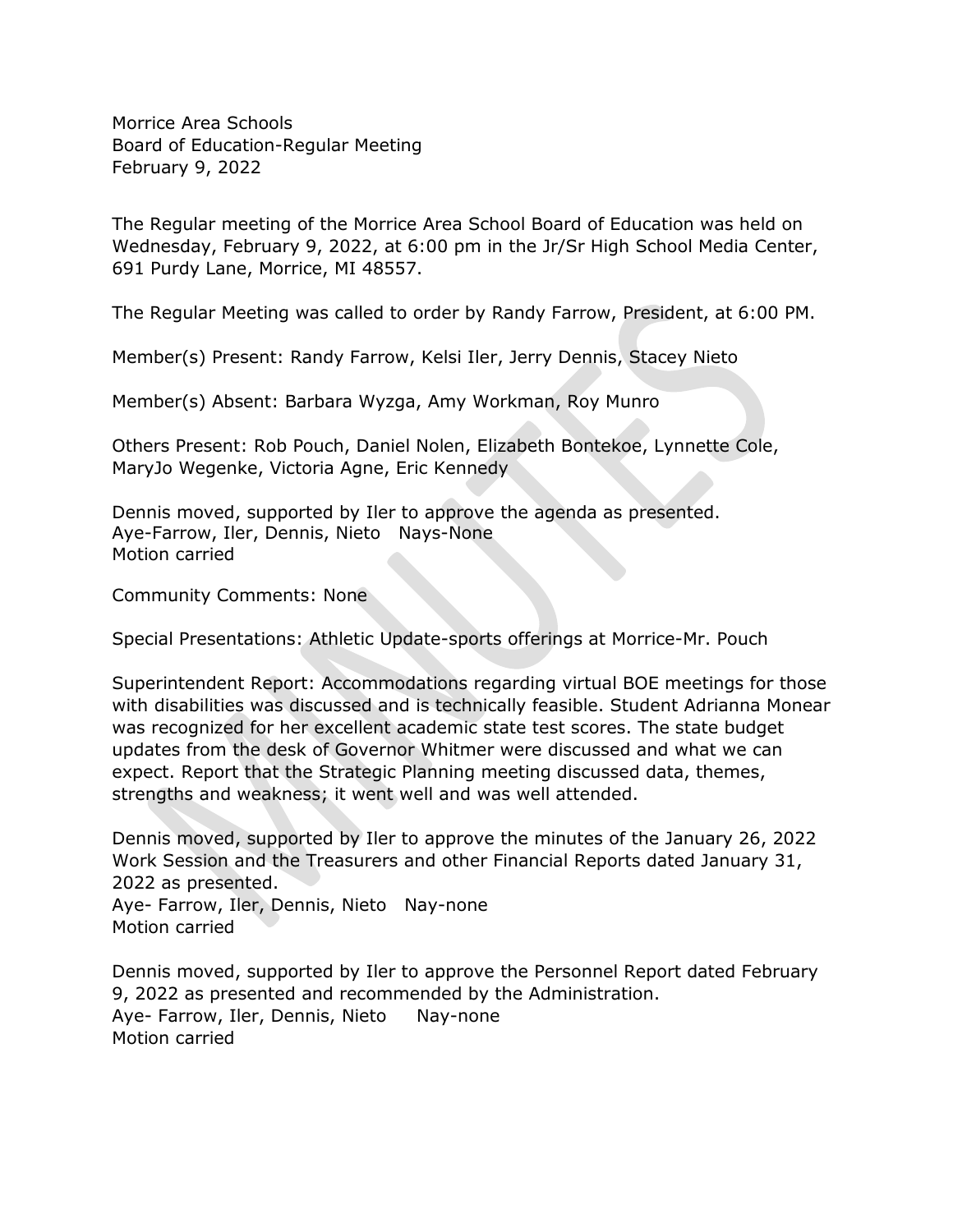Morrice Area Schools
Board of Education-Regular Meeting
February 9, 2022

The Regular meeting of the Morrice Area School Board of Education was held on Wednesday, February 9, 2022, at 6:00 pm in the Jr/Sr High School Media Center, 691 Purdy Lane, Morrice, MI 48557.

The Regular Meeting was called to order by Randy Farrow, President, at 6:00 PM.

Member(s) Present: Randy Farrow, Kelsi Iler, Jerry Dennis, Stacey Nieto

Member(s) Absent: Barbara Wyzga, Amy Workman, Roy Munro

Others Present: Rob Pouch, Daniel Nolen, Elizabeth Bontekoe, Lynnette Cole, MaryJo Wegenke, Victoria Agne, Eric Kennedy

Dennis moved, supported by Iler to approve the agenda as presented.
Aye-Farrow, Iler, Dennis, Nieto Nays-None
Motion carried

Community Comments: None

Special Presentations: Athletic Update-sports offerings at Morrice-Mr. Pouch

Superintendent Report: Accommodations regarding virtual BOE meetings for those with disabilities was discussed and is technically feasible. Student Adrianna Monear was recognized for her excellent academic state test scores. The state budget updates from the desk of Governor Whitmer were discussed and what we can expect. Report that the Strategic Planning meeting discussed data, themes, strengths and weakness; it went well and was well attended.

Dennis moved, supported by Iler to approve the minutes of the January 26, 2022 Work Session and the Treasurers and other Financial Reports dated January 31, 2022 as presented.
Aye- Farrow, Iler, Dennis, Nieto Nay-none
Motion carried

Dennis moved, supported by Iler to approve the Personnel Report dated February 9, 2022 as presented and recommended by the Administration.
Aye- Farrow, Iler, Dennis, Nieto Nay-none
Motion carried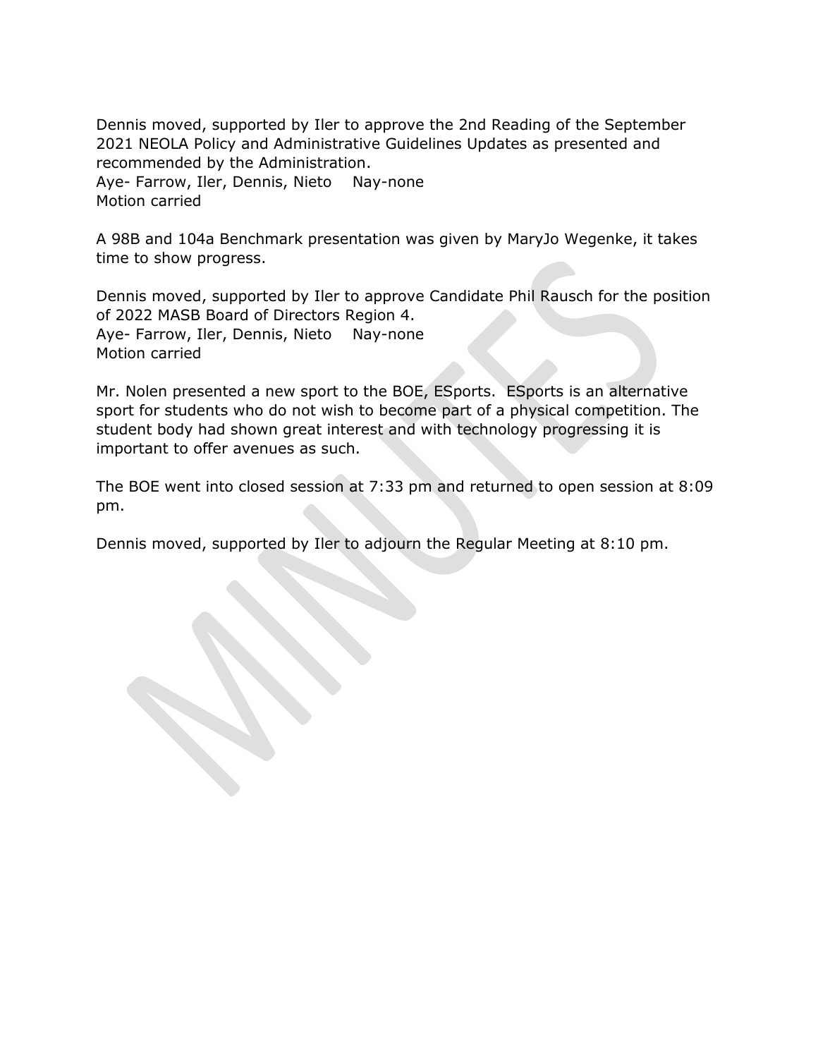Dennis moved, supported by Iler to approve the 2nd Reading of the September 2021 NEOLA Policy and Administrative Guidelines Updates as presented and recommended by the Administration.
Aye- Farrow, Iler, Dennis, Nieto    Nay-none
Motion carried

A 98B and 104a Benchmark presentation was given by MaryJo Wegenke, it takes time to show progress.

Dennis moved, supported by Iler to approve Candidate Phil Rausch for the position of 2022 MASB Board of Directors Region 4.
Aye- Farrow, Iler, Dennis, Nieto    Nay-none
Motion carried

Mr. Nolen presented a new sport to the BOE, ESports. ESports is an alternative sport for students who do not wish to become part of a physical competition. The student body had shown great interest and with technology progressing it is important to offer avenues as such.

The BOE went into closed session at 7:33 pm and returned to open session at 8:09 pm.

Dennis moved, supported by Iler to adjourn the Regular Meeting at 8:10 pm.